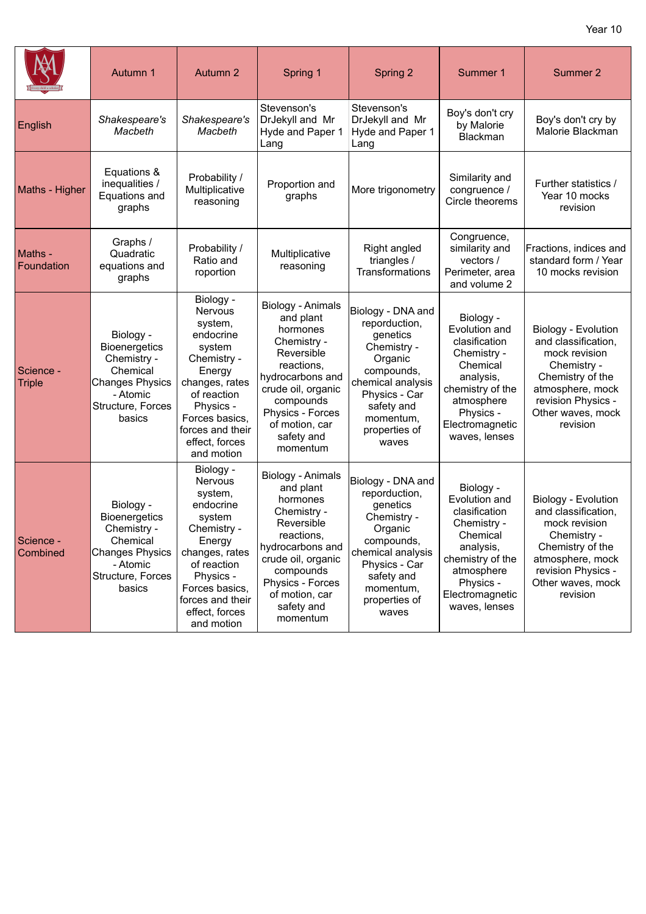Year 10

| | Autumn 1 | Autumn 2 | Spring 1 | Spring 2 | Summer 1 | Summer 2 |
|---|---|---|---|---|---|---|
| English | *Shakespeare's Macbeth* | *Shakespeare's Macbeth* | Stevenson's DrJekyll and Mr Hyde and Paper 1 Lang | Stevenson's DrJekyll and Mr Hyde and Paper 1 Lang | Boy's don't cry by Malorie Blackman | Boy's don't cry by Malorie Blackman |
| Maths - Higher | Equations & inequalities / Equations and graphs | Probability / Multiplicative reasoning | Proportion and graphs | More trigonometry | Similarity and congruence / Circle theorems | Further statistics / Year 10 mocks revision |
| Maths - Foundation | Graphs / Quadratic equations and graphs | Probability / Ratio and roportion | Multiplicative reasoning | Right angled triangles / Transformations | Congruence, similarity and vectors / Perimeter, area and volume 2 | Fractions, indices and standard form / Year 10 mocks revision |
| Science - Triple | Biology - Bioenergetics Chemistry - Chemical Changes Physics - Atomic Structure, Forces basics | Biology - Nervous system, endocrine system Chemistry - Energy changes, rates of reaction Physics - Forces basics, forces and their effect, forces and motion | Biology - Animals and plant hormones Chemistry - Reversible reactions, hydrocarbons and crude oil, organic compounds Physics - Forces of motion, car safety and momentum | Biology - DNA and reporduction, genetics Chemistry - Organic compounds, chemical analysis Physics - Car safety and momentum, properties of waves | Biology - Evolution and clasification Chemistry - Chemical analysis, chemistry of the atmosphere Physics - Electromagnetic waves, lenses | Biology - Evolution and classification, mock revision Chemistry - Chemistry of the atmosphere, mock revision Physics - Other waves, mock revision |
| Science - Combined | Biology - Bioenergetics Chemistry - Chemical Changes Physics - Atomic Structure, Forces basics | Biology - Nervous system, endocrine system Chemistry - Energy changes, rates of reaction Physics - Forces basics, forces and their effect, forces and motion | Biology - Animals and plant hormones Chemistry - Reversible reactions, hydrocarbons and crude oil, organic compounds Physics - Forces of motion, car safety and momentum | Biology - DNA and reporduction, genetics Chemistry - Organic compounds, chemical analysis Physics - Car safety and momentum, properties of waves | Biology - Evolution and clasification Chemistry - Chemical analysis, chemistry of the atmosphere Physics - Electromagnetic waves, lenses | Biology - Evolution and classification, mock revision Chemistry - Chemistry of the atmosphere, mock revision Physics - Other waves, mock revision |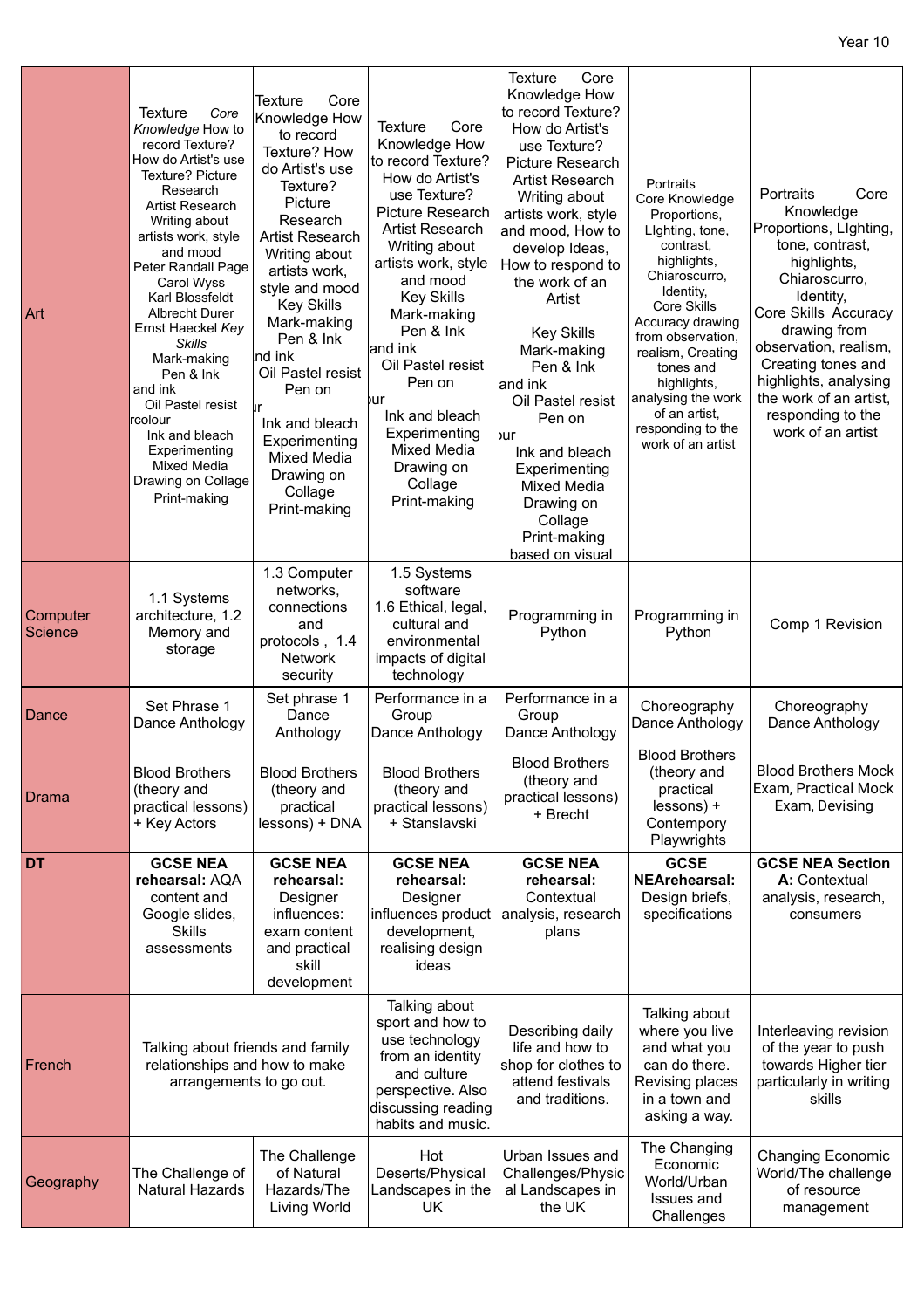Year 10

| | | | | | | |
|---|---|---|---|---|---|---|
| Art | Texture *Core Knowledge* How to record Texture? How do Artist's use Texture? Picture Research Artist Research Writing about artists work, style and mood Peter Randall Page Carol Wyss Karl Blossfeldt Albrecht Durer Ernst Haeckel *Key Skills* Mark-making Pen & Ink and ink Oil Pastel resist rcolour Ink and bleach Experimenting Mixed Media Drawing on Collage Print-making | Texture Core Knowledge How to record Texture? How do Artist's use Texture? Picture Research Artist Research Writing about artists work, style and mood Key Skills Mark-making Pen & Ink nd ink Oil Pastel resist Pen on r Ink and bleach Experimenting Mixed Media Drawing on Collage Print-making | Texture Core Knowledge How to record Texture? How do Artist's use Texture? Picture Research Artist Research Writing about artists work, style and mood Key Skills Mark-making Pen & Ink and ink Oil Pastel resist Pen on our Ink and bleach Experimenting Mixed Media Drawing on Collage Print-making | Texture Core Knowledge How to record Texture? How do Artist's use Texture? Picture Research Artist Research Writing about artists work, style and mood, How to develop Ideas, How to respond to the work of an Artist Key Skills Mark-making Pen & Ink and ink Oil Pastel resist Pen on our Ink and bleach Experimenting Mixed Media Drawing on Collage Print-making based on visual | Portraits Core Knowledge Proportions, LIghting, tone, contrast, highlights, Chiaroscuro, Identity, Core Skills Accuracy drawing from observation, realism, Creating tones and highlights, analysing the work of an artist, responding to the work of an artist | Portraits Core Knowledge Proportions, LIghting, tone, contrast, highlights, Chiaroscuro, Identity, Core Skills Accuracy drawing from observation, realism, Creating tones and highlights, analysing the work of an artist, responding to the work of an artist |
| Computer Science | 1.1 Systems architecture, 1.2 Memory and storage | 1.3 Computer networks, connections and protocols , 1.4 Network security | 1.5 Systems software 1.6 Ethical, legal, cultural and environmental impacts of digital technology | Programming in Python | Programming in Python | Comp 1 Revision |
| Dance | Set Phrase 1 Dance Anthology | Set phrase 1 Dance Anthology | Performance in a Group Dance Anthology | Performance in a Group Dance Anthology | Choreography Dance Anthology | Choreography Dance Anthology |
| Drama | Blood Brothers (theory and practical lessons) + Key Actors | Blood Brothers (theory and practical lessons) + DNA | Blood Brothers (theory and practical lessons) + Stanslavski | Blood Brothers (theory and practical lessons) + Brecht | Blood Brothers (theory and practical lessons) + Contempory Playwrights | Blood Brothers Mock Exam, Practical Mock Exam, Devising |
| **DT** | **GCSE NEA rehearsal:** AQA content and Google slides, Skills assessments | **GCSE NEA rehearsal:** Designer influences: exam content and practical skill development | **GCSE NEA rehearsal:** Designer influences product development, realising design ideas | **GCSE NEA rehearsal:** Contextual analysis, research plans | **GCSE NEArehearsal:** Design briefs, specifications | **GCSE NEA Section A:** Contextual analysis, research, consumers |
| French | Talking about friends and family relationships and how to make arrangements to go out. | | Talking about sport and how to use technology from an identity and culture perspective. Also discussing reading habits and music. | Describing daily life and how to shop for clothes to attend festivals and traditions. | Talking about where you live and what you can do there. Revising places in a town and asking a way. | Interleaving revision of the year to push towards Higher tier particularly in writing skills |
| Geography | The Challenge of Natural Hazards | The Challenge of Natural Hazards/The Living World | Hot Deserts/Physical Landscapes in the UK | Urban Issues and Challenges/Physical Landscapes in the UK | The Changing Economic World/Urban Issues and Challenges | Changing Economic World/The challenge of resource management |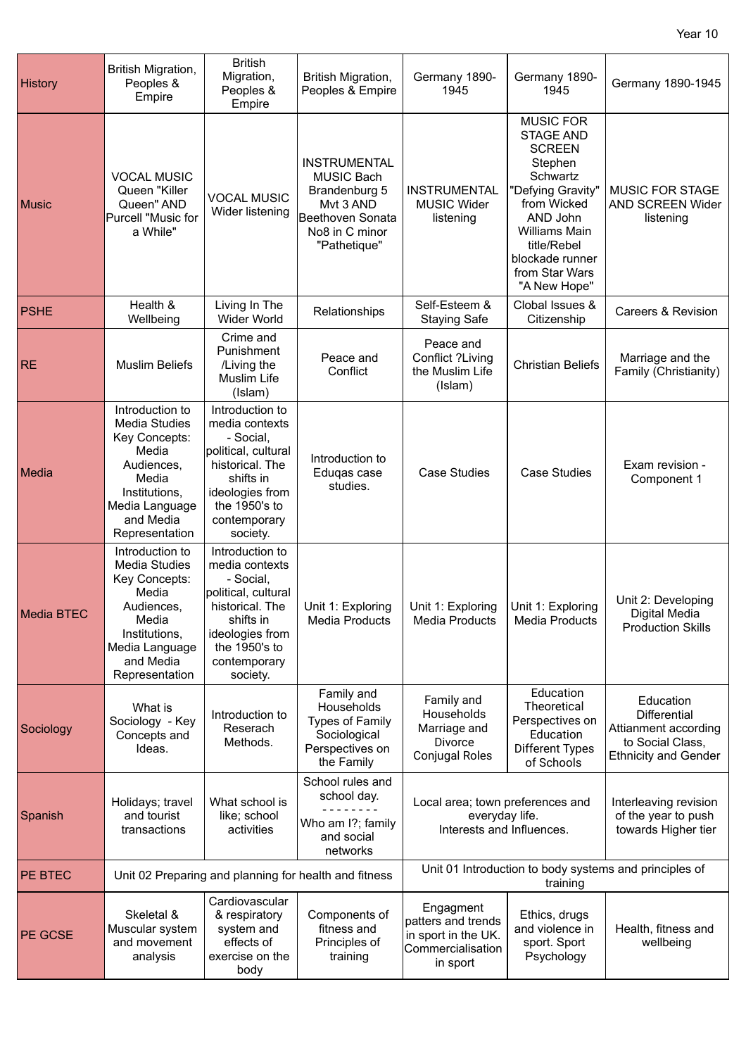Year 10

| | | | | | | |
|---|---|---|---|---|---|---|
| History | British Migration, Peoples & Empire | British Migration, Peoples & Empire | British Migration, Peoples & Empire | Germany 1890-1945 | Germany 1890-1945 | Germany 1890-1945 |
| Music | VOCAL MUSIC Queen "Killer Queen" AND Purcell "Music for a While" | VOCAL MUSIC Wider listening | INSTRUMENTAL MUSIC Bach Brandenburg 5 Mvt 3 AND Beethoven Sonata No8 in C minor "Pathetique" | INSTRUMENTAL MUSIC Wider listening | MUSIC FOR STAGE AND SCREEN Stephen Schwartz "Defying Gravity" from Wicked AND John Williams Main title/Rebel blockade runner from Star Wars "A New Hope" | MUSIC FOR STAGE AND SCREEN Wider listening |
| PSHE | Health & Wellbeing | Living In The Wider World | Relationships | Self-Esteem & Staying Safe | Clobal Issues & Citizenship | Careers & Revision |
| RE | Muslim Beliefs | Crime and Punishment /Living the Muslim Life (Islam) | Peace and Conflict | Peace and Conflict ?Living the Muslim Life (Islam) | Christian Beliefs | Marriage and the Family (Christianity) |
| Media | Introduction to Media Studies Key Concepts: Media Audiences, Media Institutions, Media Language and Media Representation | Introduction to media contexts - Social, political, cultural historical. The shifts in ideologies from the 1950's to contemporary society. | Introduction to Eduqas case studies. | Case Studies | Case Studies | Exam revision - Component 1 |
| Media BTEC | Introduction to Media Studies Key Concepts: Media Audiences, Media Institutions, Media Language and Media Representation | Introduction to media contexts - Social, political, cultural historical. The shifts in ideologies from the 1950's to contemporary society. | Unit 1: Exploring Media Products | Unit 1: Exploring Media Products | Unit 1: Exploring Media Products | Unit 2: Developing Digital Media Production Skills |
| Sociology | What is Sociology - Key Concepts and Ideas. | Introduction to Reserach Methods. | Family and Households Types of Family Sociological Perspectives on the Family | Family and Households Marriage and Divorce Conjugal Roles | Education Theoretical Perspectives on Education Different Types of Schools | Education Differential Attianment according to Social Class, Ethnicity and Gender |
| Spanish | Holidays; travel and tourist transactions | What school is like; school activities | School rules and school day. -------- Who am I?; family and social networks | Local area; town preferences and everyday life. Interests and Influences. | | Interleaving revision of the year to push towards Higher tier |
| PE BTEC | Unit 02 Preparing and planning for health and fitness | | | Unit 01 Introduction to body systems and principles of training | | |
| PE GCSE | Skeletal & Muscular system and movement analysis | Cardiovascular & respiratory system and effects of exercise on the body | Components of fitness and Principles of training | Engagment patters and trends in sport in the UK. Commercialisation in sport | Ethics, drugs and violence in sport. Sport Psychology | Health, fitness and wellbeing |